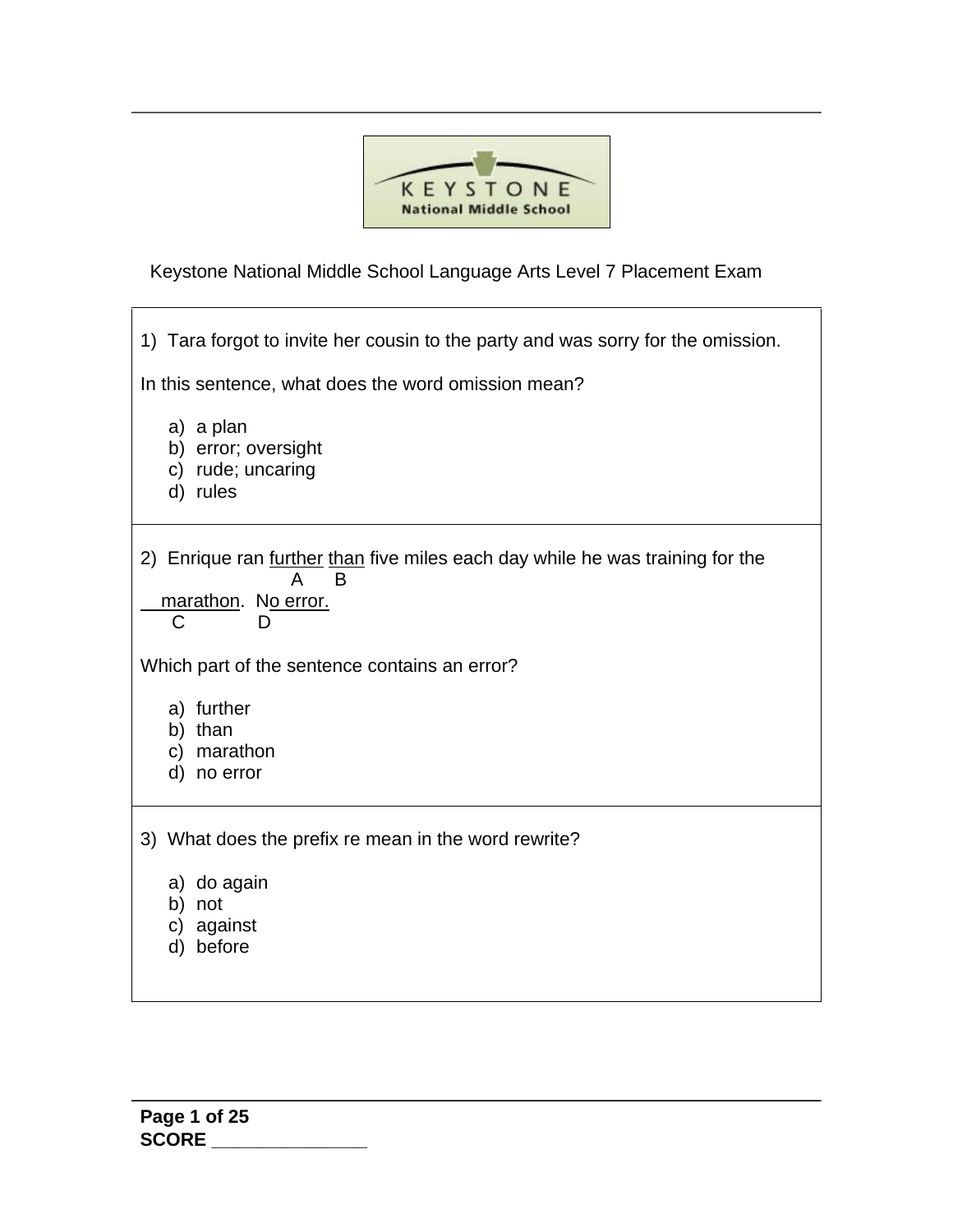Keystone National Middle School Language Arts Level 7 Placement Exam

1) Tara forgot to invite her cousin to the party and was sorry for the omission.

In this sentence, what does the word omission mean?

a) a plan
b) error; oversight
c) rude; uncaring
d) rules

2) Enrique ran <u>further</u> <u>than</u> five miles each day while he was training for the <u>marathon</u>. <u>No error.</u>
(A: further, B: than, C: marathon, D: No error.)

Which part of the sentence contains an error?

a) further
b) than
c) marathon
d) no error

3) What does the prefix re mean in the word rewrite?

a) do again
b) not
c) against
d) before

**SCORE** _______________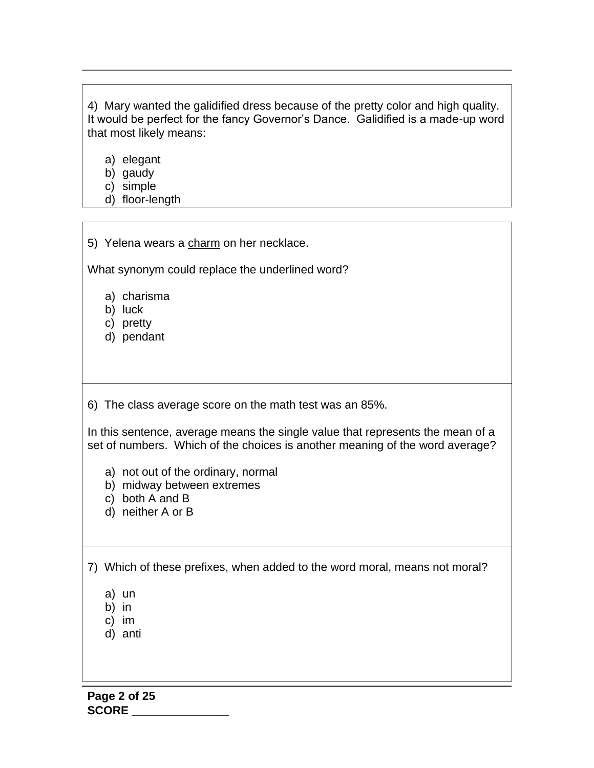4) Mary wanted the galidified dress because of the pretty color and high quality. It would be perfect for the fancy Governor's Dance. Galidified is a made-up word that most likely means:

a) elegant
b) gaudy
c) simple
d) floor-length

5) Yelena wears a <u>charm</u> on her necklace.

What synonym could replace the underlined word?

a) charisma
b) luck
c) pretty
d) pendant

6) The class average score on the math test was an 85%.

In this sentence, average means the single value that represents the mean of a set of numbers. Which of the choices is another meaning of the word average?

a) not out of the ordinary, normal
b) midway between extremes
c) both A and B
d) neither A or B

7) Which of these prefixes, when added to the word moral, means not moral?

a) un
b) in
c) im
d) anti

**SCORE _______________**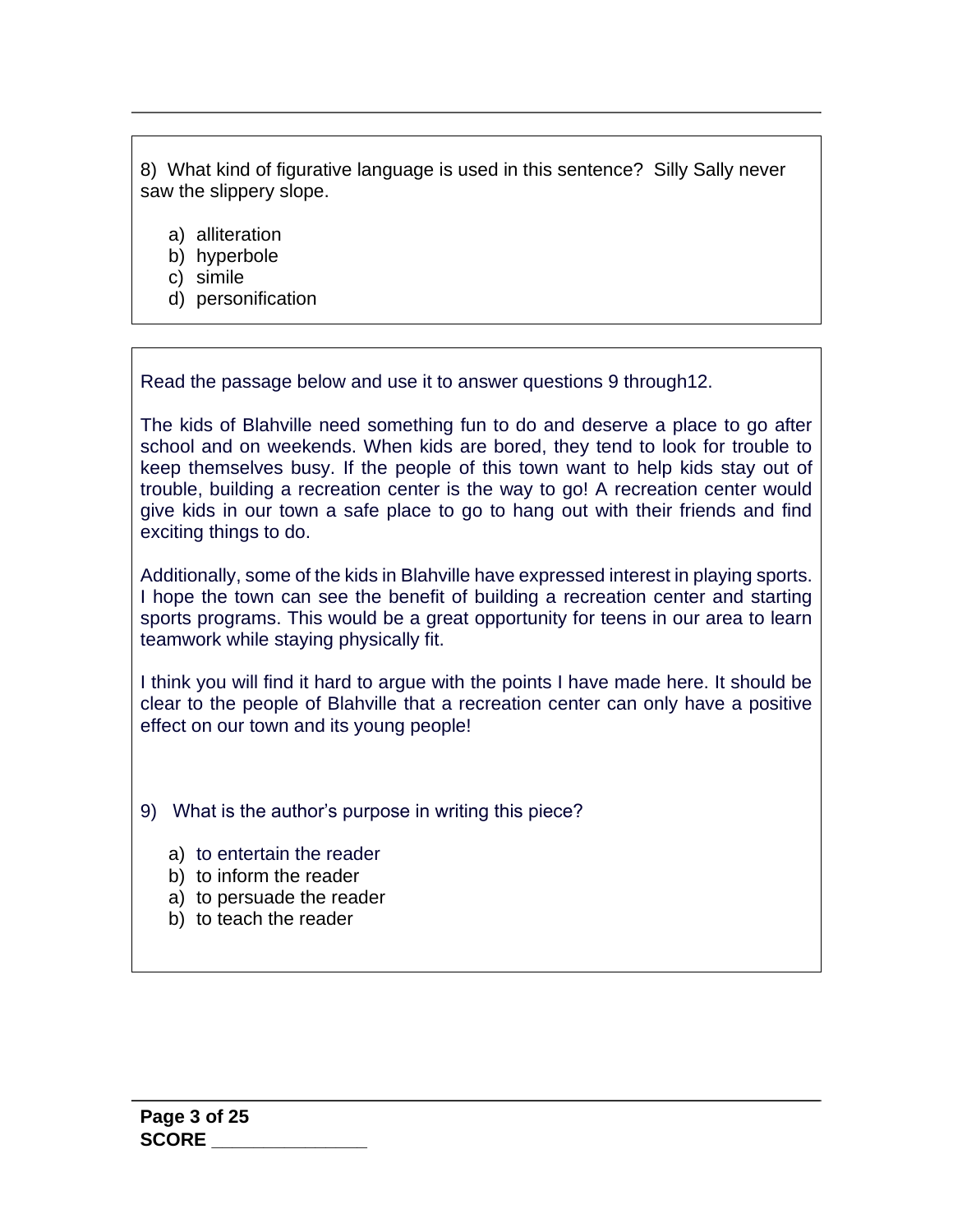8) What kind of figurative language is used in this sentence? Silly Sally never saw the slippery slope.

a) alliteration
b) hyperbole
c) simile
d) personification

Read the passage below and use it to answer questions 9 through12.

The kids of Blahville need something fun to do and deserve a place to go after school and on weekends. When kids are bored, they tend to look for trouble to keep themselves busy. If the people of this town want to help kids stay out of trouble, building a recreation center is the way to go! A recreation center would give kids in our town a safe place to go to hang out with their friends and find exciting things to do.

Additionally, some of the kids in Blahville have expressed interest in playing sports. I hope the town can see the benefit of building a recreation center and starting sports programs. This would be a great opportunity for teens in our area to learn teamwork while staying physically fit.

I think you will find it hard to argue with the points I have made here. It should be clear to the people of Blahville that a recreation center can only have a positive effect on our town and its young people!

9) What is the author's purpose in writing this piece?

a) to entertain the reader
b) to inform the reader
a) to persuade the reader
b) to teach the reader

SCORE _______________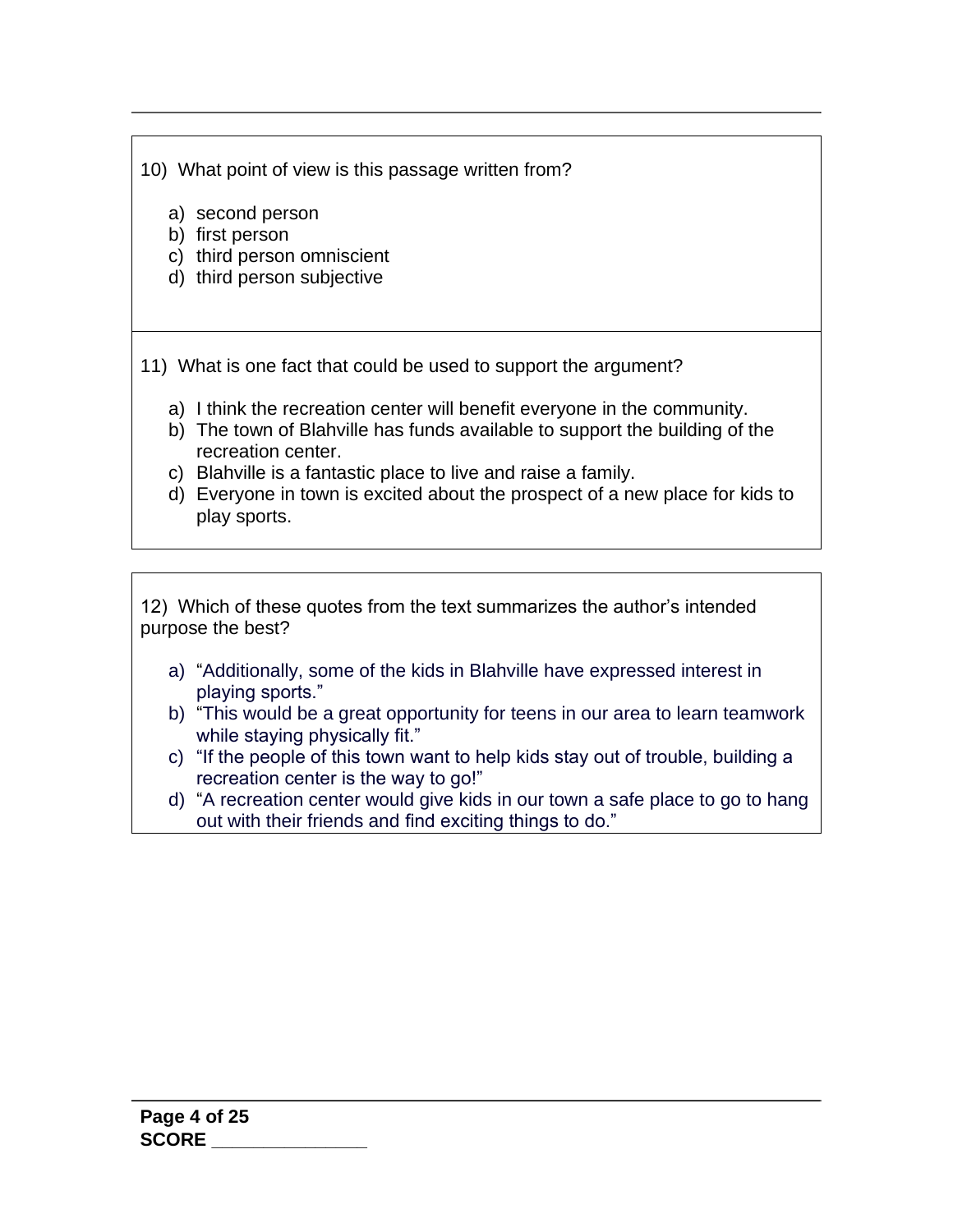10) What point of view is this passage written from?

a) second person
b) first person
c) third person omniscient
d) third person subjective

11) What is one fact that could be used to support the argument?

a) I think the recreation center will benefit everyone in the community.
b) The town of Blahville has funds available to support the building of the recreation center.
c) Blahville is a fantastic place to live and raise a family.
d) Everyone in town is excited about the prospect of a new place for kids to play sports.

12) Which of these quotes from the text summarizes the author's intended purpose the best?

a) "Additionally, some of the kids in Blahville have expressed interest in playing sports."
b) "This would be a great opportunity for teens in our area to learn teamwork while staying physically fit."
c) "If the people of this town want to help kids stay out of trouble, building a recreation center is the way to go!"
d) "A recreation center would give kids in our town a safe place to go to hang out with their friends and find exciting things to do."

**SCORE _______________**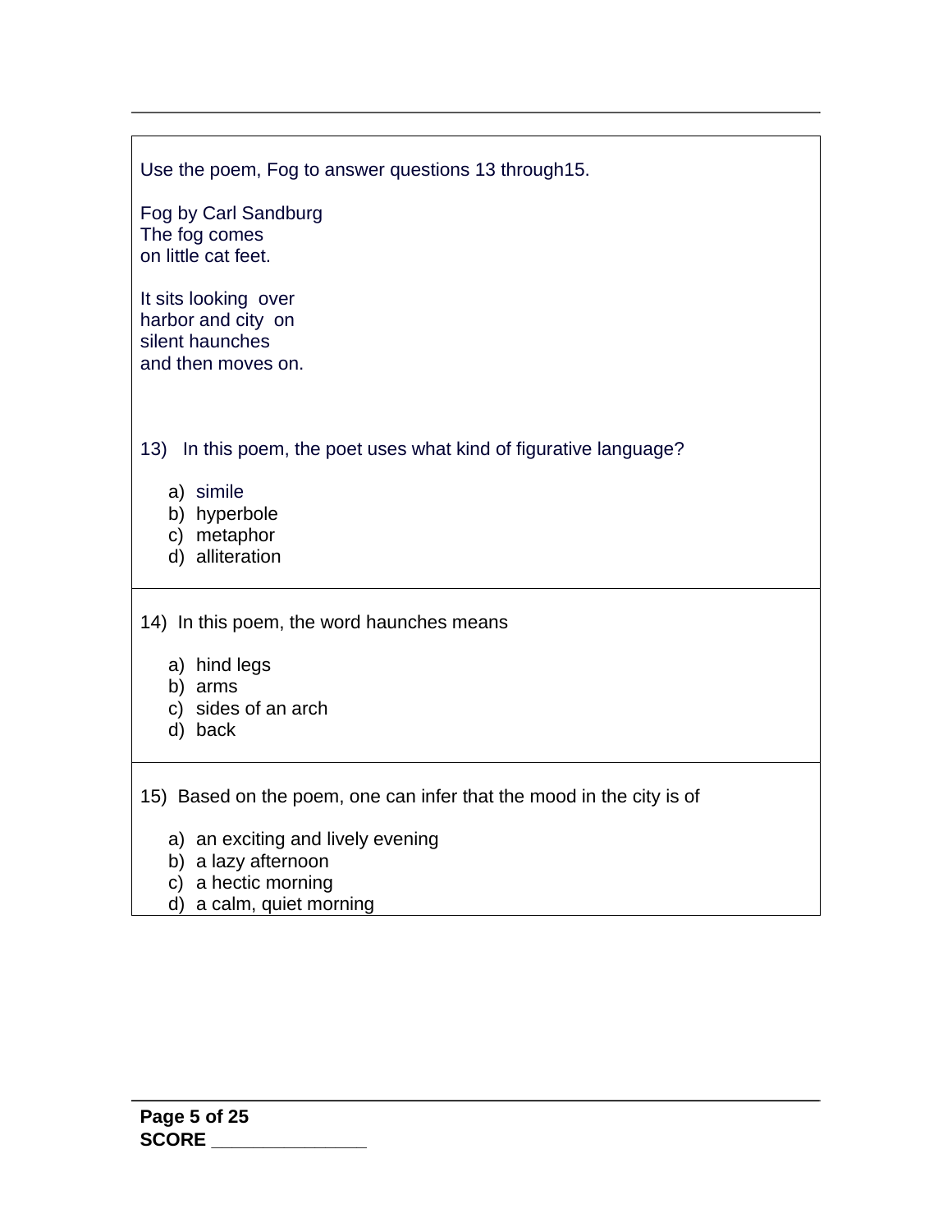Use the poem, Fog to answer questions 13 through15.

Fog by Carl Sandburg
The fog comes
on little cat feet.

It sits looking over
harbor and city on
silent haunches
and then moves on.

13) In this poem, the poet uses what kind of figurative language?

a) simile
b) hyperbole
c) metaphor
d) alliteration

14) In this poem, the word haunches means

a) hind legs
b) arms
c) sides of an arch
d) back

15) Based on the poem, one can infer that the mood in the city is of

a) an exciting and lively evening
b) a lazy afternoon
c) a hectic morning
d) a calm, quiet morning

**SCORE _______________**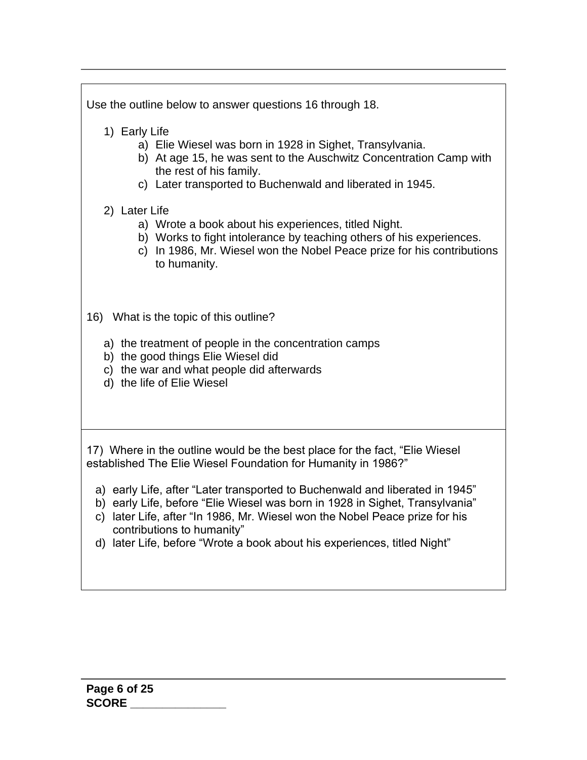Use the outline below to answer questions 16 through 18.

1) Early Life
   a) Elie Wiesel was born in 1928 in Sighet, Transylvania.
   b) At age 15, he was sent to the Auschwitz Concentration Camp with the rest of his family.
   c) Later transported to Buchenwald and liberated in 1945.

2) Later Life
   a) Wrote a book about his experiences, titled Night.
   b) Works to fight intolerance by teaching others of his experiences.
   c) In 1986, Mr. Wiesel won the Nobel Peace prize for his contributions to humanity.

16) What is the topic of this outline?

a) the treatment of people in the concentration camps
b) the good things Elie Wiesel did
c) the war and what people did afterwards
d) the life of Elie Wiesel

17) Where in the outline would be the best place for the fact, "Elie Wiesel established The Elie Wiesel Foundation for Humanity in 1986?"

a) early Life, after "Later transported to Buchenwald and liberated in 1945"
b) early Life, before "Elie Wiesel was born in 1928 in Sighet, Transylvania"
c) later Life, after "In 1986, Mr. Wiesel won the Nobel Peace prize for his contributions to humanity"
d) later Life, before "Wrote a book about his experiences, titled Night"

SCORE _______________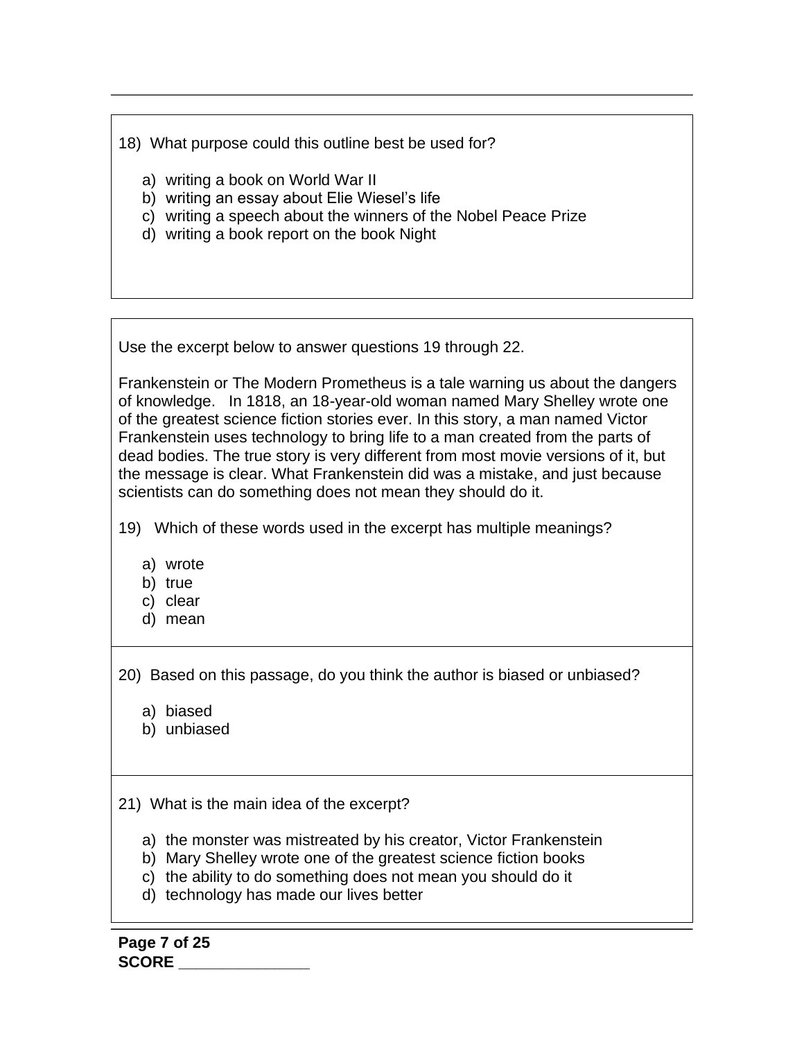18) What purpose could this outline best be used for?

a) writing a book on World War II
b) writing an essay about Elie Wiesel's life
c) writing a speech about the winners of the Nobel Peace Prize
d) writing a book report on the book Night

Use the excerpt below to answer questions 19 through 22.

Frankenstein or The Modern Prometheus is a tale warning us about the dangers of knowledge. In 1818, an 18-year-old woman named Mary Shelley wrote one of the greatest science fiction stories ever. In this story, a man named Victor Frankenstein uses technology to bring life to a man created from the parts of dead bodies. The true story is very different from most movie versions of it, but the message is clear. What Frankenstein did was a mistake, and just because scientists can do something does not mean they should do it.

19) Which of these words used in the excerpt has multiple meanings?

a) wrote
b) true
c) clear
d) mean

20) Based on this passage, do you think the author is biased or unbiased?

a) biased
b) unbiased

21) What is the main idea of the excerpt?

a) the monster was mistreated by his creator, Victor Frankenstein
b) Mary Shelley wrote one of the greatest science fiction books
c) the ability to do something does not mean you should do it
d) technology has made our lives better

SCORE _______________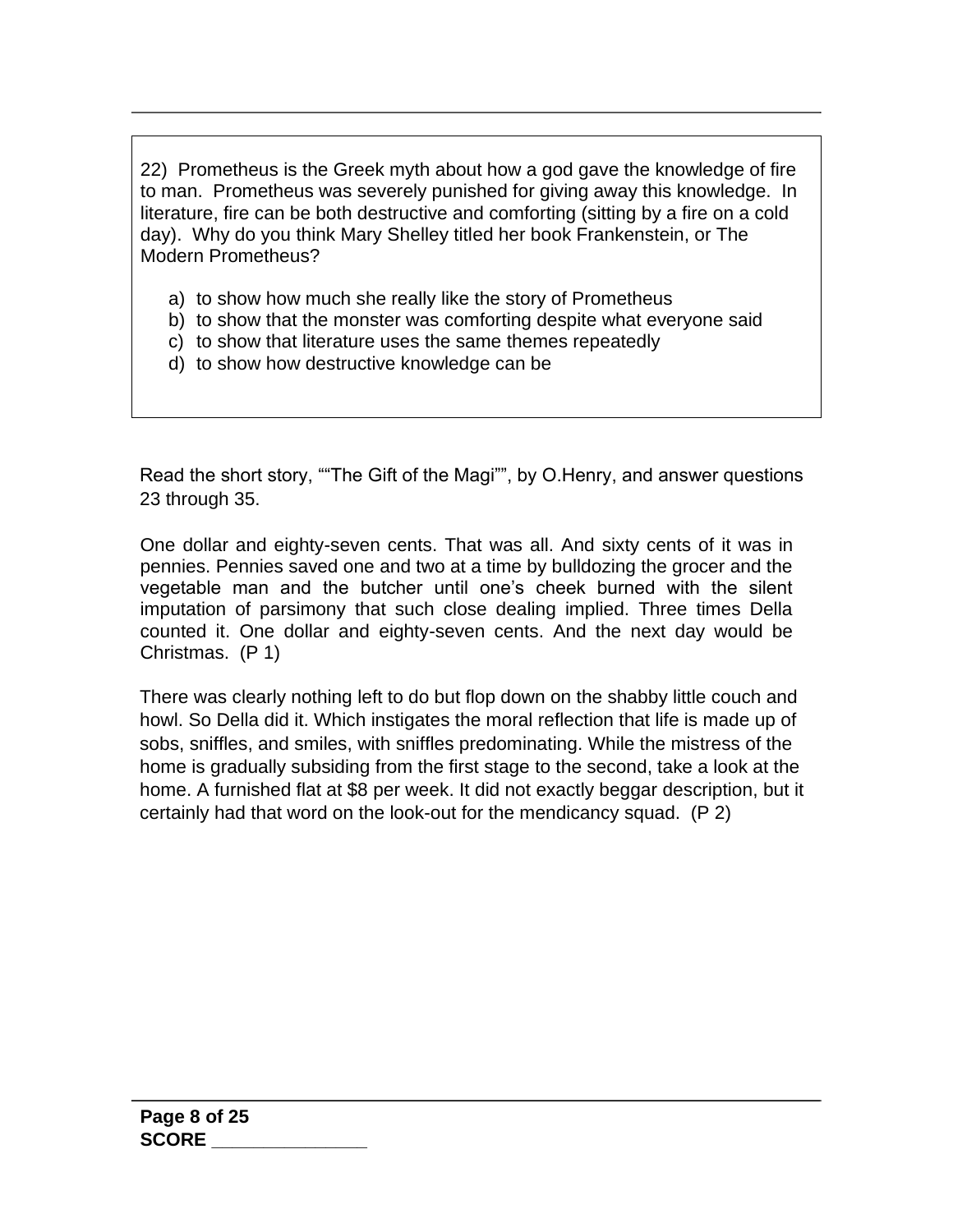22) Prometheus is the Greek myth about how a god gave the knowledge of fire to man. Prometheus was severely punished for giving away this knowledge. In literature, fire can be both destructive and comforting (sitting by a fire on a cold day). Why do you think Mary Shelley titled her book Frankenstein, or The Modern Prometheus?

a) to show how much she really like the story of Prometheus
b) to show that the monster was comforting despite what everyone said
c) to show that literature uses the same themes repeatedly
d) to show how destructive knowledge can be

Read the short story, ""The Gift of the Magi"", by O.Henry, and answer questions 23 through 35.

One dollar and eighty-seven cents. That was all. And sixty cents of it was in pennies. Pennies saved one and two at a time by bulldozing the grocer and the vegetable man and the butcher until one's cheek burned with the silent imputation of parsimony that such close dealing implied. Three times Della counted it. One dollar and eighty-seven cents. And the next day would be Christmas. (P 1)

There was clearly nothing left to do but flop down on the shabby little couch and howl. So Della did it. Which instigates the moral reflection that life is made up of sobs, sniffles, and smiles, with sniffles predominating. While the mistress of the home is gradually subsiding from the first stage to the second, take a look at the home. A furnished flat at $8 per week. It did not exactly beggar description, but it certainly had that word on the look-out for the mendicancy squad. (P 2)

SCORE _______________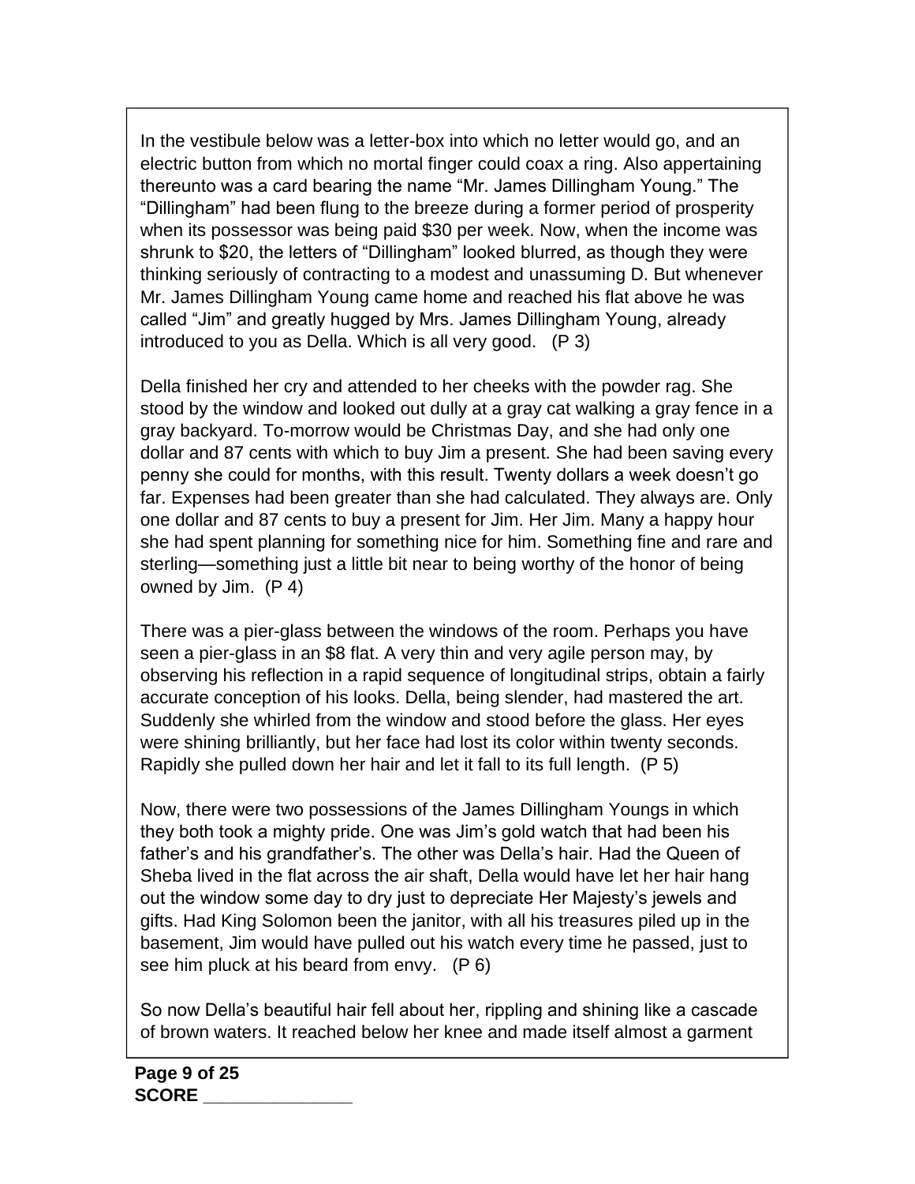In the vestibule below was a letter-box into which no letter would go, and an electric button from which no mortal finger could coax a ring. Also appertaining thereunto was a card bearing the name "Mr. James Dillingham Young." The "Dillingham" had been flung to the breeze during a former period of prosperity when its possessor was being paid $30 per week. Now, when the income was shrunk to $20, the letters of "Dillingham" looked blurred, as though they were thinking seriously of contracting to a modest and unassuming D. But whenever Mr. James Dillingham Young came home and reached his flat above he was called "Jim" and greatly hugged by Mrs. James Dillingham Young, already introduced to you as Della. Which is all very good. (P 3)

Della finished her cry and attended to her cheeks with the powder rag. She stood by the window and looked out dully at a gray cat walking a gray fence in a gray backyard. To-morrow would be Christmas Day, and she had only one dollar and 87 cents with which to buy Jim a present. She had been saving every penny she could for months, with this result. Twenty dollars a week doesn't go far. Expenses had been greater than she had calculated. They always are. Only one dollar and 87 cents to buy a present for Jim. Her Jim. Many a happy hour she had spent planning for something nice for him. Something fine and rare and sterling—something just a little bit near to being worthy of the honor of being owned by Jim. (P 4)

There was a pier-glass between the windows of the room. Perhaps you have seen a pier-glass in an $8 flat. A very thin and very agile person may, by observing his reflection in a rapid sequence of longitudinal strips, obtain a fairly accurate conception of his looks. Della, being slender, had mastered the art. Suddenly she whirled from the window and stood before the glass. Her eyes were shining brilliantly, but her face had lost its color within twenty seconds. Rapidly she pulled down her hair and let it fall to its full length. (P 5)

Now, there were two possessions of the James Dillingham Youngs in which they both took a mighty pride. One was Jim's gold watch that had been his father's and his grandfather's. The other was Della's hair. Had the Queen of Sheba lived in the flat across the air shaft, Della would have let her hair hang out the window some day to dry just to depreciate Her Majesty's jewels and gifts. Had King Solomon been the janitor, with all his treasures piled up in the basement, Jim would have pulled out his watch every time he passed, just to see him pluck at his beard from envy. (P 6)

So now Della's beautiful hair fell about her, rippling and shining like a cascade of brown waters. It reached below her knee and made itself almost a garment

SCORE _______________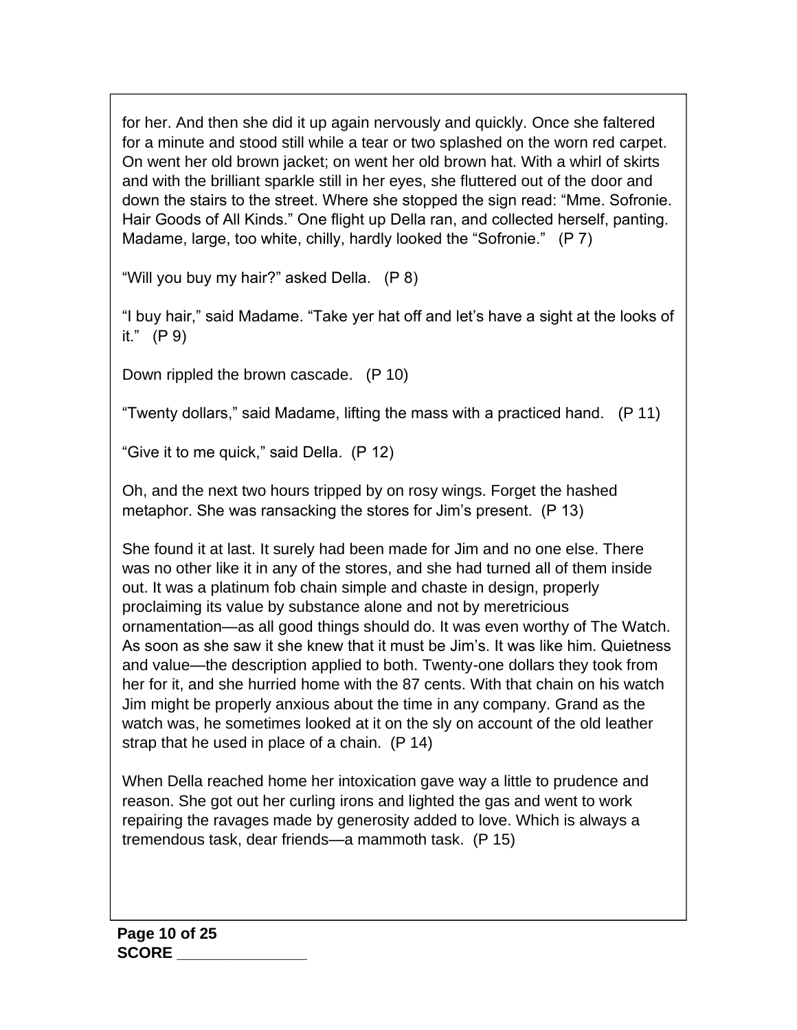for her. And then she did it up again nervously and quickly. Once she faltered for a minute and stood still while a tear or two splashed on the worn red carpet. On went her old brown jacket; on went her old brown hat. With a whirl of skirts and with the brilliant sparkle still in her eyes, she fluttered out of the door and down the stairs to the street. Where she stopped the sign read: "Mme. Sofronie. Hair Goods of All Kinds." One flight up Della ran, and collected herself, panting. Madame, large, too white, chilly, hardly looked the "Sofronie." (P 7)

"Will you buy my hair?" asked Della. (P 8)

"I buy hair," said Madame. "Take yer hat off and let's have a sight at the looks of it." (P 9)

Down rippled the brown cascade. (P 10)

"Twenty dollars," said Madame, lifting the mass with a practiced hand. (P 11)

"Give it to me quick," said Della. (P 12)

Oh, and the next two hours tripped by on rosy wings. Forget the hashed metaphor. She was ransacking the stores for Jim's present. (P 13)

She found it at last. It surely had been made for Jim and no one else. There was no other like it in any of the stores, and she had turned all of them inside out. It was a platinum fob chain simple and chaste in design, properly proclaiming its value by substance alone and not by meretricious ornamentation—as all good things should do. It was even worthy of The Watch. As soon as she saw it she knew that it must be Jim's. It was like him. Quietness and value—the description applied to both. Twenty-one dollars they took from her for it, and she hurried home with the 87 cents. With that chain on his watch Jim might be properly anxious about the time in any company. Grand as the watch was, he sometimes looked at it on the sly on account of the old leather strap that he used in place of a chain. (P 14)

When Della reached home her intoxication gave way a little to prudence and reason. She got out her curling irons and lighted the gas and went to work repairing the ravages made by generosity added to love. Which is always a tremendous task, dear friends—a mammoth task. (P 15)

**SCORE _______________**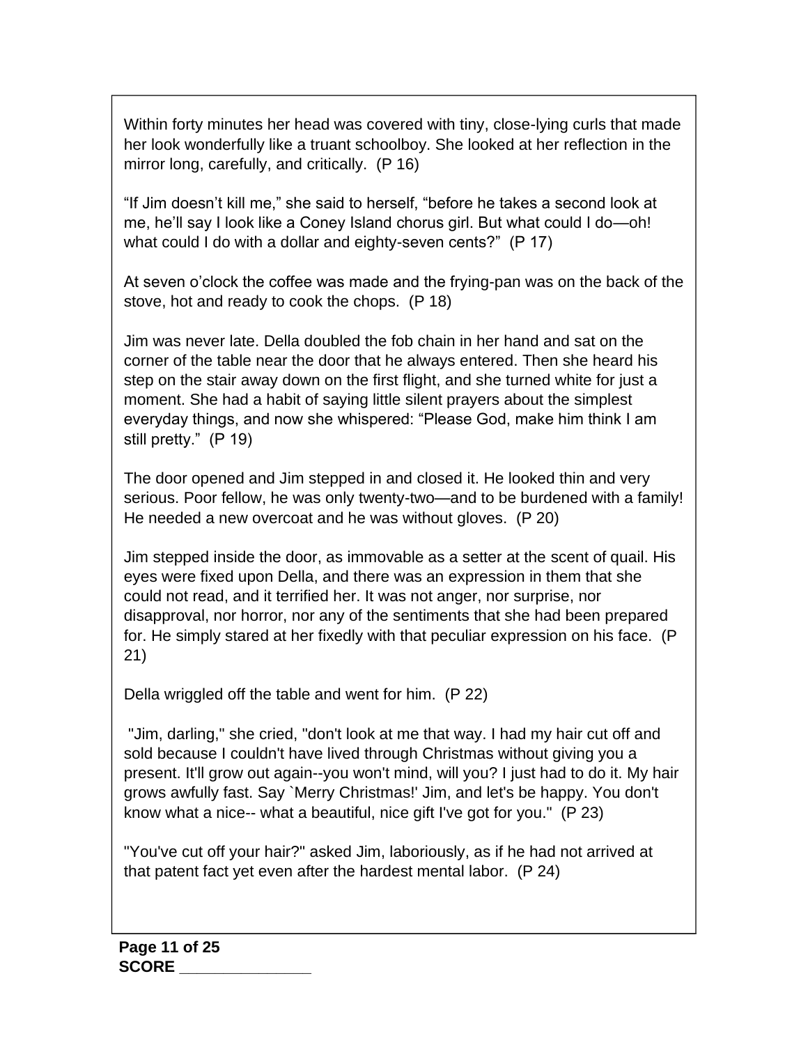Within forty minutes her head was covered with tiny, close-lying curls that made her look wonderfully like a truant schoolboy. She looked at her reflection in the mirror long, carefully, and critically. (P 16)

“If Jim doesn’t kill me,” she said to herself, “before he takes a second look at me, he’ll say I look like a Coney Island chorus girl. But what could I do—oh! what could I do with a dollar and eighty-seven cents?” (P 17)

At seven o’clock the coffee was made and the frying-pan was on the back of the stove, hot and ready to cook the chops. (P 18)

Jim was never late. Della doubled the fob chain in her hand and sat on the corner of the table near the door that he always entered. Then she heard his step on the stair away down on the first flight, and she turned white for just a moment. She had a habit of saying little silent prayers about the simplest everyday things, and now she whispered: “Please God, make him think I am still pretty.” (P 19)

The door opened and Jim stepped in and closed it. He looked thin and very serious. Poor fellow, he was only twenty-two—and to be burdened with a family! He needed a new overcoat and he was without gloves. (P 20)

Jim stepped inside the door, as immovable as a setter at the scent of quail. His eyes were fixed upon Della, and there was an expression in them that she could not read, and it terrified her. It was not anger, nor surprise, nor disapproval, nor horror, nor any of the sentiments that she had been prepared for. He simply stared at her fixedly with that peculiar expression on his face. (P 21)

Della wriggled off the table and went for him. (P 22)

"Jim, darling," she cried, "don't look at me that way. I had my hair cut off and sold because I couldn't have lived through Christmas without giving you a present. It'll grow out again--you won't mind, will you? I just had to do it. My hair grows awfully fast. Say `Merry Christmas!' Jim, and let's be happy. You don't know what a nice-- what a beautiful, nice gift I've got for you." (P 23)

"You've cut off your hair?" asked Jim, laboriously, as if he had not arrived at that patent fact yet even after the hardest mental labor. (P 24)

**SCORE \_\_\_\_\_\_\_\_\_\_\_\_\_\_\_**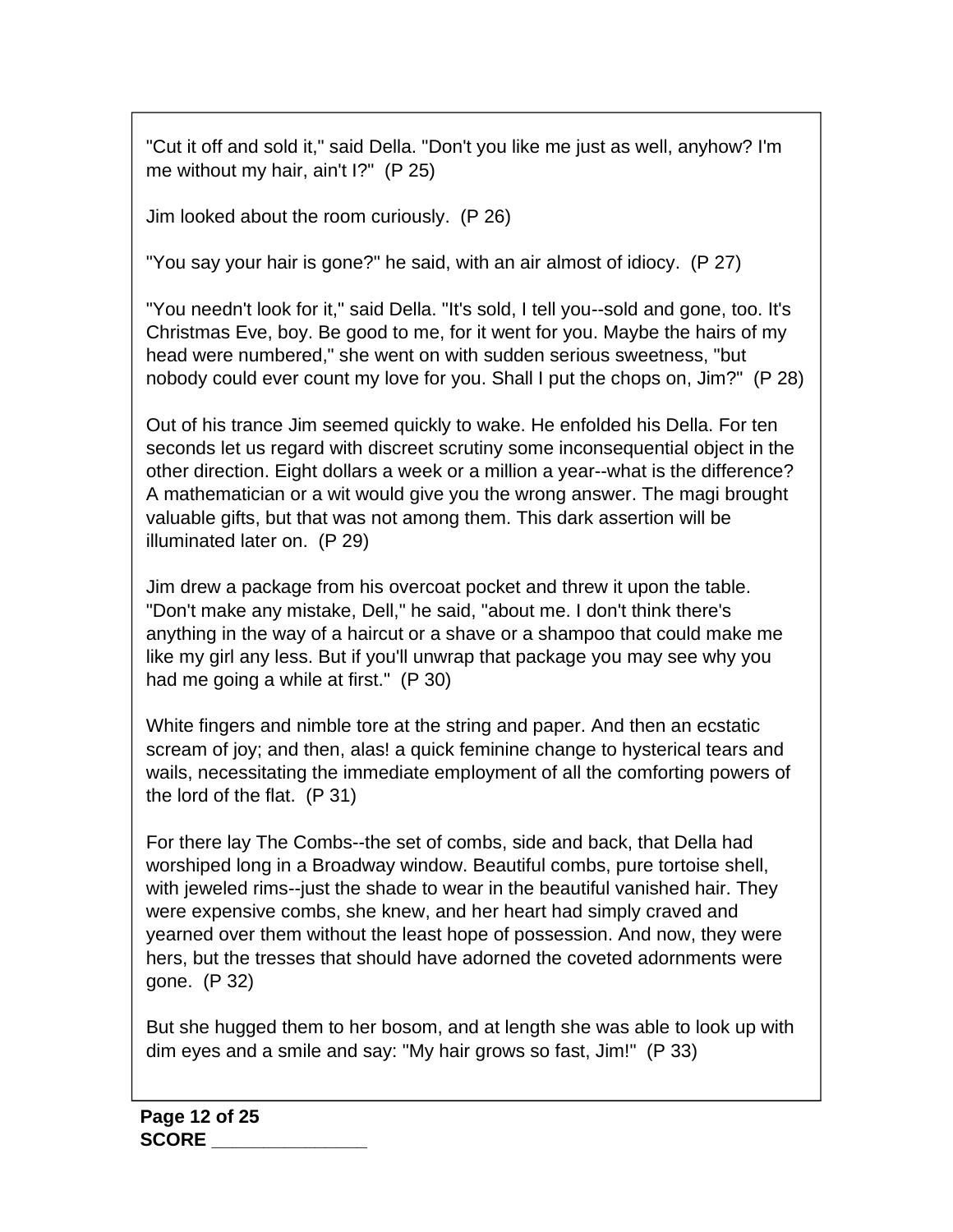"Cut it off and sold it," said Della. "Don't you like me just as well, anyhow? I'm me without my hair, ain't I?"  (P 25)

Jim looked about the room curiously.  (P 26)

"You say your hair is gone?" he said, with an air almost of idiocy.  (P 27)

"You needn't look for it," said Della. "It's sold, I tell you--sold and gone, too. It's Christmas Eve, boy. Be good to me, for it went for you. Maybe the hairs of my head were numbered," she went on with sudden serious sweetness, "but nobody could ever count my love for you. Shall I put the chops on, Jim?"  (P 28)

Out of his trance Jim seemed quickly to wake. He enfolded his Della. For ten seconds let us regard with discreet scrutiny some inconsequential object in the other direction. Eight dollars a week or a million a year--what is the difference? A mathematician or a wit would give you the wrong answer. The magi brought valuable gifts, but that was not among them. This dark assertion will be illuminated later on.  (P 29)

Jim drew a package from his overcoat pocket and threw it upon the table. "Don't make any mistake, Dell," he said, "about me. I don't think there's anything in the way of a haircut or a shave or a shampoo that could make me like my girl any less. But if you'll unwrap that package you may see why you had me going a while at first."  (P 30)

White fingers and nimble tore at the string and paper. And then an ecstatic scream of joy; and then, alas! a quick feminine change to hysterical tears and wails, necessitating the immediate employment of all the comforting powers of the lord of the flat.  (P 31)

For there lay The Combs--the set of combs, side and back, that Della had worshiped long in a Broadway window. Beautiful combs, pure tortoise shell, with jeweled rims--just the shade to wear in the beautiful vanished hair. They were expensive combs, she knew, and her heart had simply craved and yearned over them without the least hope of possession. And now, they were hers, but the tresses that should have adorned the coveted adornments were gone.  (P 32)

But she hugged them to her bosom, and at length she was able to look up with dim eyes and a smile and say: "My hair grows so fast, Jim!"  (P 33)

**SCORE _______________**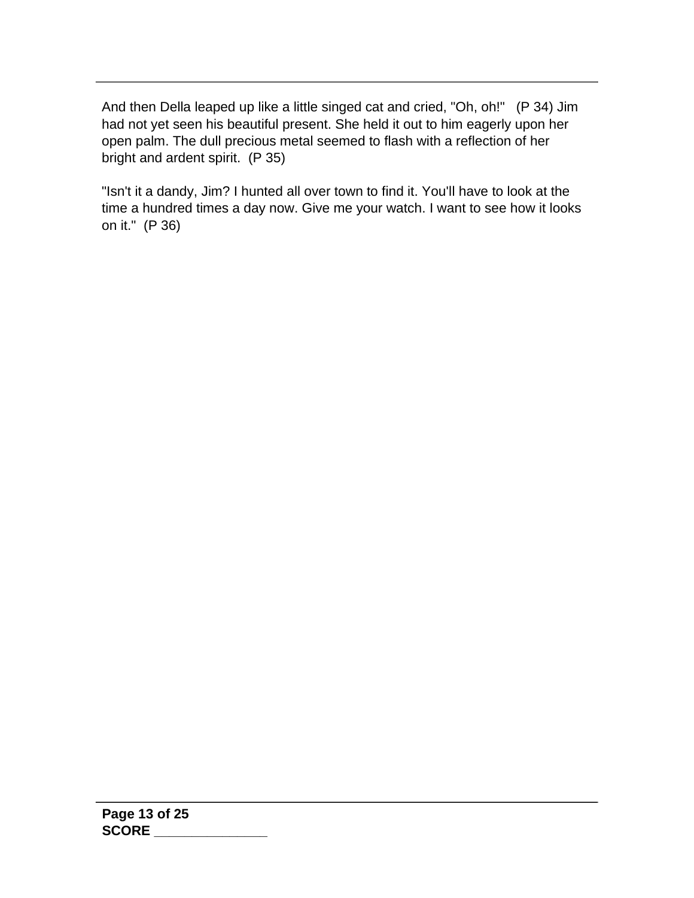And then Della leaped up like a little singed cat and cried, "Oh, oh!"   (P 34) Jim had not yet seen his beautiful present. She held it out to him eagerly upon her open palm. The dull precious metal seemed to flash with a reflection of her bright and ardent spirit.  (P 35)

"Isn't it a dandy, Jim? I hunted all over town to find it. You'll have to look at the time a hundred times a day now. Give me your watch. I want to see how it looks on it."  (P 36)

**SCORE _______________**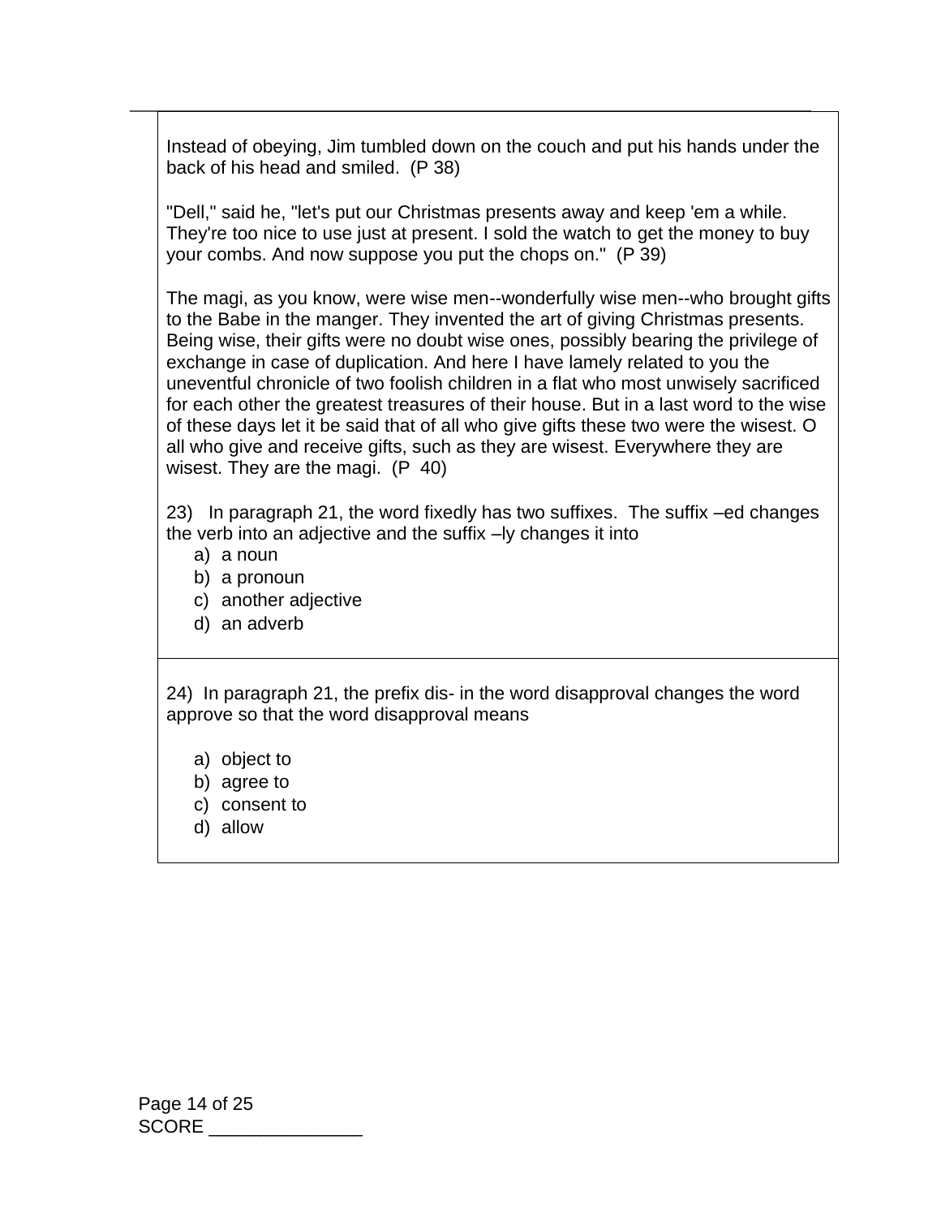Instead of obeying, Jim tumbled down on the couch and put his hands under the back of his head and smiled. (P 38)

"Dell," said he, "let's put our Christmas presents away and keep 'em a while. They're too nice to use just at present. I sold the watch to get the money to buy your combs. And now suppose you put the chops on." (P 39)

The magi, as you know, were wise men--wonderfully wise men--who brought gifts to the Babe in the manger. They invented the art of giving Christmas presents. Being wise, their gifts were no doubt wise ones, possibly bearing the privilege of exchange in case of duplication. And here I have lamely related to you the uneventful chronicle of two foolish children in a flat who most unwisely sacrificed for each other the greatest treasures of their house. But in a last word to the wise of these days let it be said that of all who give gifts these two were the wisest. O all who give and receive gifts, such as they are wisest. Everywhere they are wisest. They are the magi. (P 40)

23) In paragraph 21, the word fixedly has two suffixes. The suffix –ed changes the verb into an adjective and the suffix –ly changes it into

a) a noun
b) a pronoun
c) another adjective
d) an adverb

24) In paragraph 21, the prefix dis- in the word disapproval changes the word approve so that the word disapproval means

a) object to
b) agree to
c) consent to
d) allow

SCORE _______________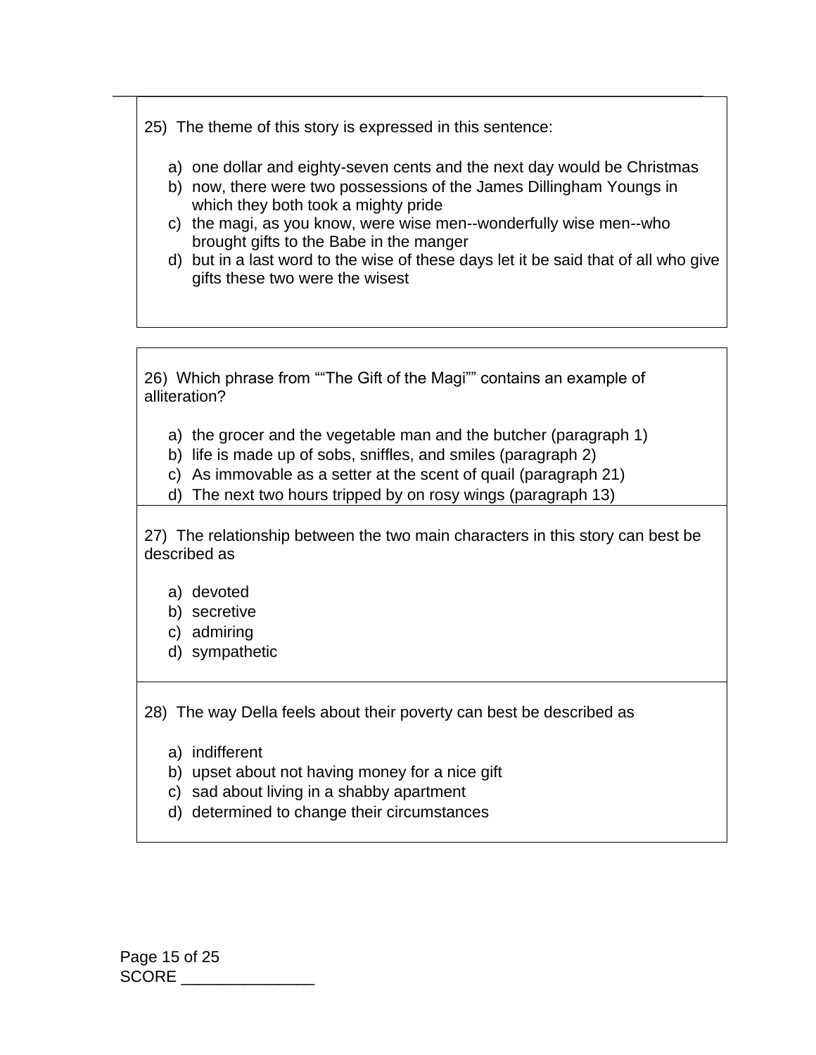25) The theme of this story is expressed in this sentence:

a) one dollar and eighty-seven cents and the next day would be Christmas
b) now, there were two possessions of the James Dillingham Youngs in which they both took a mighty pride
c) the magi, as you know, were wise men--wonderfully wise men--who brought gifts to the Babe in the manger
d) but in a last word to the wise of these days let it be said that of all who give gifts these two were the wisest

26) Which phrase from ""The Gift of the Magi"" contains an example of alliteration?

a) the grocer and the vegetable man and the butcher (paragraph 1)
b) life is made up of sobs, sniffles, and smiles (paragraph 2)
c) As immovable as a setter at the scent of quail (paragraph 21)
d) The next two hours tripped by on rosy wings (paragraph 13)

27) The relationship between the two main characters in this story can best be described as

a) devoted
b) secretive
c) admiring
d) sympathetic

28) The way Della feels about their poverty can best be described as

a) indifferent
b) upset about not having money for a nice gift
c) sad about living in a shabby apartment
d) determined to change their circumstances

SCORE _______________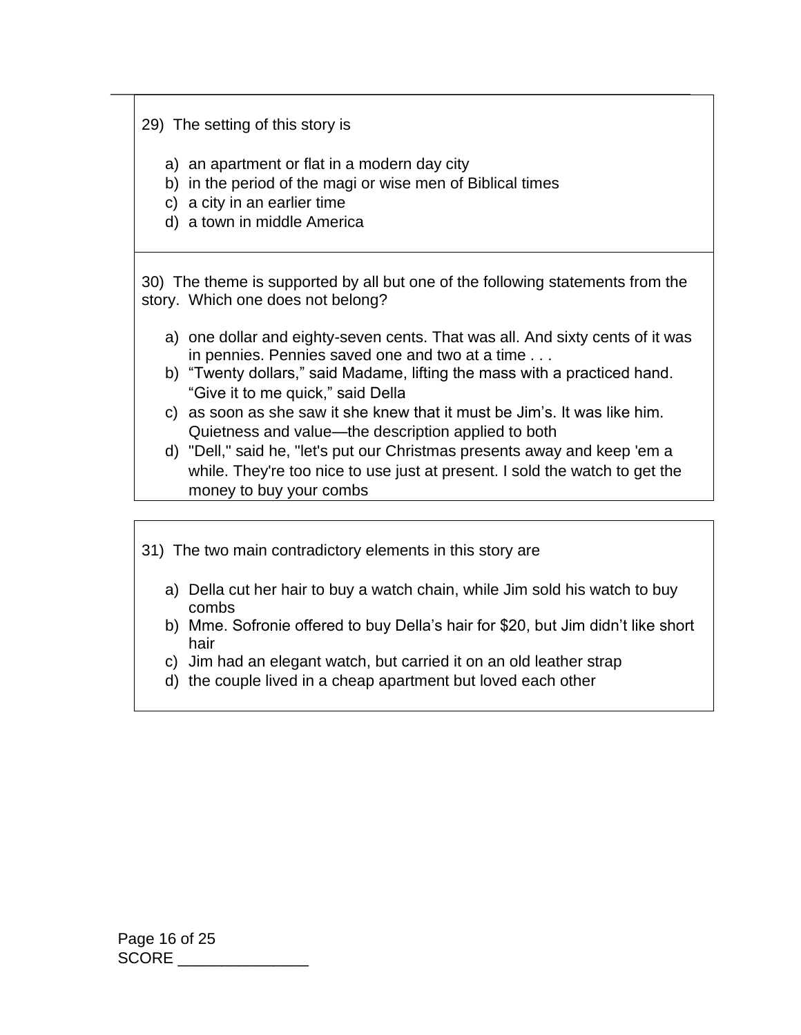29) The setting of this story is

a) an apartment or flat in a modern day city
b) in the period of the magi or wise men of Biblical times
c) a city in an earlier time
d) a town in middle America

30) The theme is supported by all but one of the following statements from the story. Which one does not belong?

a) one dollar and eighty-seven cents. That was all. And sixty cents of it was in pennies. Pennies saved one and two at a time . . .
b) "Twenty dollars," said Madame, lifting the mass with a practiced hand. "Give it to me quick," said Della
c) as soon as she saw it she knew that it must be Jim's. It was like him. Quietness and value—the description applied to both
d) "Dell," said he, "let's put our Christmas presents away and keep 'em a while. They're too nice to use just at present. I sold the watch to get the money to buy your combs

31) The two main contradictory elements in this story are

a) Della cut her hair to buy a watch chain, while Jim sold his watch to buy combs
b) Mme. Sofronie offered to buy Della's hair for $20, but Jim didn't like short hair
c) Jim had an elegant watch, but carried it on an old leather strap
d) the couple lived in a cheap apartment but loved each other

SCORE _______________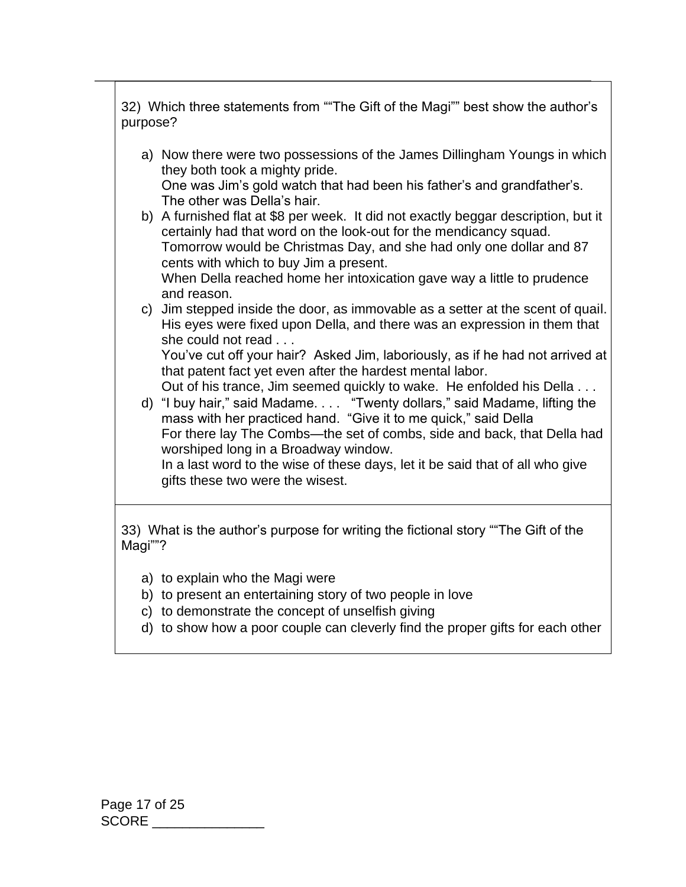32) Which three statements from ""The Gift of the Magi"" best show the author's purpose?

a) Now there were two possessions of the James Dillingham Youngs in which they both took a mighty pride.
   One was Jim's gold watch that had been his father's and grandfather's.
   The other was Della's hair.
b) A furnished flat at $8 per week. It did not exactly beggar description, but it certainly had that word on the look-out for the mendicancy squad.
   Tomorrow would be Christmas Day, and she had only one dollar and 87 cents with which to buy Jim a present.
   When Della reached home her intoxication gave way a little to prudence and reason.
c) Jim stepped inside the door, as immovable as a setter at the scent of quail. His eyes were fixed upon Della, and there was an expression in them that she could not read . . .
   You've cut off your hair? Asked Jim, laboriously, as if he had not arrived at that patent fact yet even after the hardest mental labor.
   Out of his trance, Jim seemed quickly to wake. He enfolded his Della . . .
d) "I buy hair," said Madame. . . . "Twenty dollars," said Madame, lifting the mass with her practiced hand. "Give it to me quick," said Della
   For there lay The Combs—the set of combs, side and back, that Della had worshiped long in a Broadway window.
   In a last word to the wise of these days, let it be said that of all who give gifts these two were the wisest.

33) What is the author's purpose for writing the fictional story ""The Gift of the Magi""?

a) to explain who the Magi were
b) to present an entertaining story of two people in love
c) to demonstrate the concept of unselfish giving
d) to show how a poor couple can cleverly find the proper gifts for each other

SCORE _______________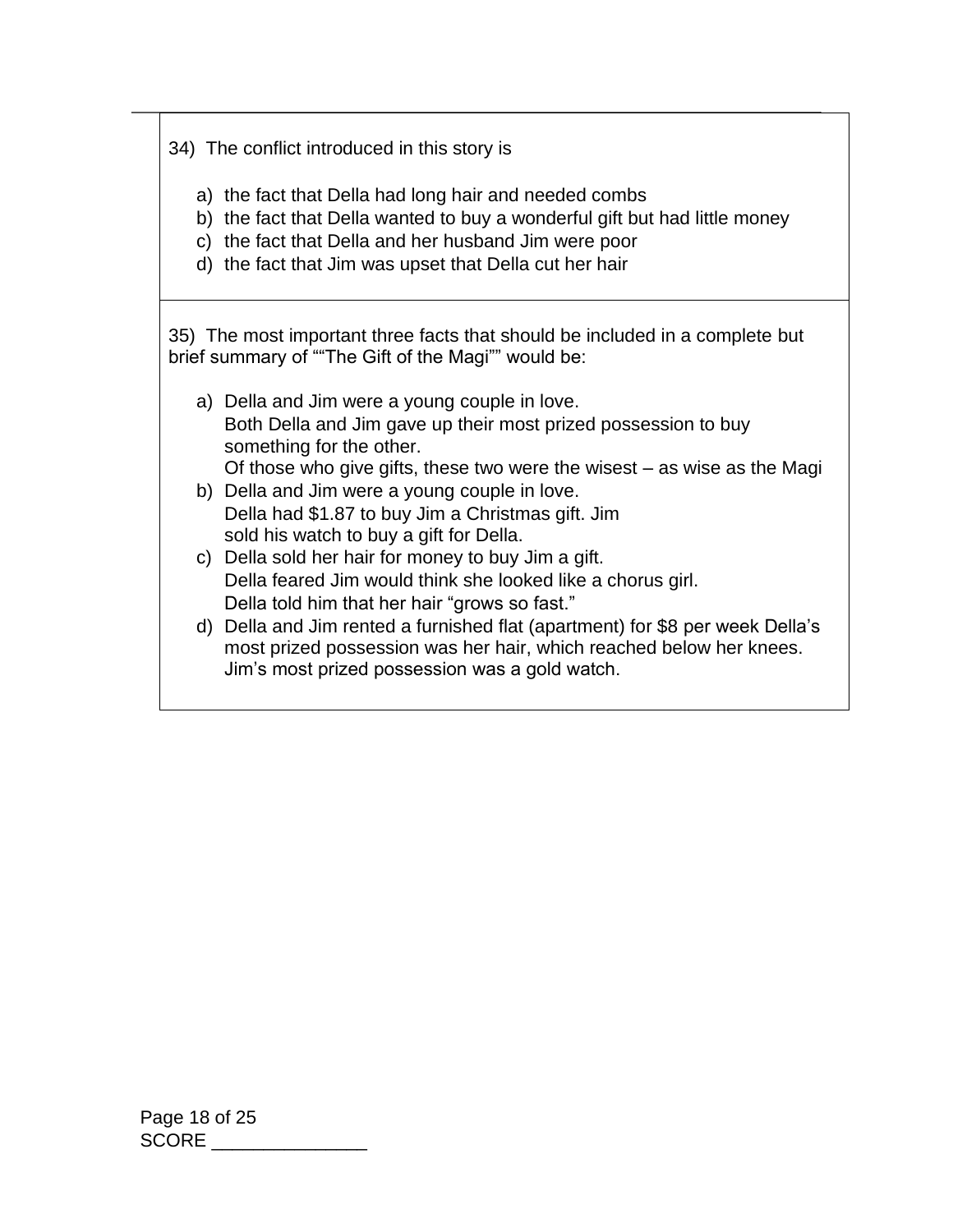34) The conflict introduced in this story is

a) the fact that Della had long hair and needed combs
b) the fact that Della wanted to buy a wonderful gift but had little money
c) the fact that Della and her husband Jim were poor
d) the fact that Jim was upset that Della cut her hair

35) The most important three facts that should be included in a complete but brief summary of ""The Gift of the Magi"" would be:

a) Della and Jim were a young couple in love.
   Both Della and Jim gave up their most prized possession to buy something for the other.
   Of those who give gifts, these two were the wisest – as wise as the Magi
b) Della and Jim were a young couple in love.
   Della had $1.87 to buy Jim a Christmas gift. Jim sold his watch to buy a gift for Della.
c) Della sold her hair for money to buy Jim a gift.
   Della feared Jim would think she looked like a chorus girl.
   Della told him that her hair "grows so fast."
d) Della and Jim rented a furnished flat (apartment) for $8 per week Della's most prized possession was her hair, which reached below her knees.
   Jim's most prized possession was a gold watch.

SCORE _______________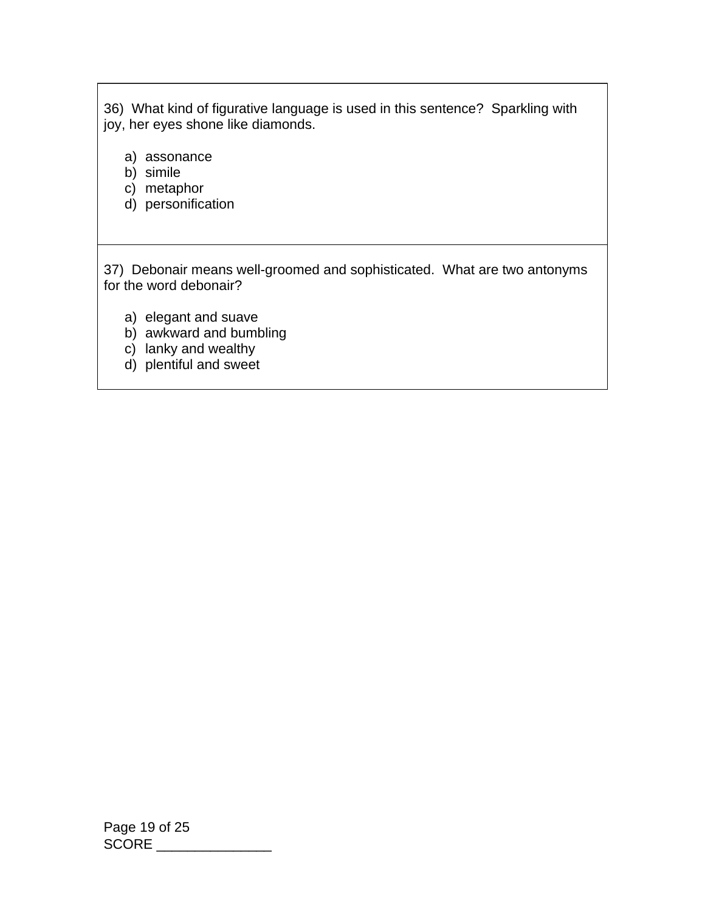36) What kind of figurative language is used in this sentence? Sparkling with joy, her eyes shone like diamonds.

a) assonance
b) simile
c) metaphor
d) personification

37) Debonair means well-groomed and sophisticated. What are two antonyms for the word debonair?

a) elegant and suave
b) awkward and bumbling
c) lanky and wealthy
d) plentiful and sweet

SCORE _______________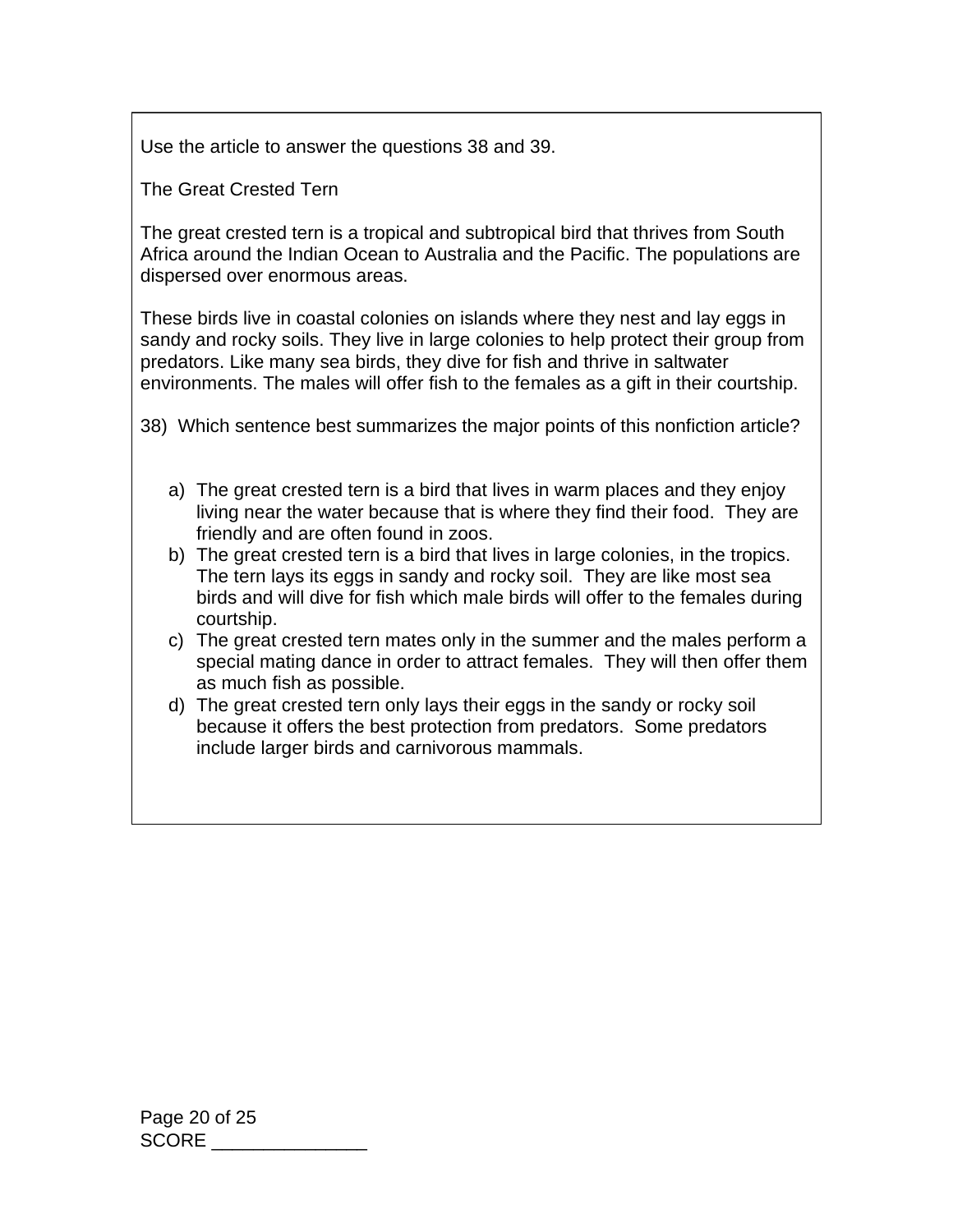Use the article to answer the questions 38 and 39.

The Great Crested Tern

The great crested tern is a tropical and subtropical bird that thrives from South Africa around the Indian Ocean to Australia and the Pacific. The populations are dispersed over enormous areas.

These birds live in coastal colonies on islands where they nest and lay eggs in sandy and rocky soils. They live in large colonies to help protect their group from predators. Like many sea birds, they dive for fish and thrive in saltwater environments. The males will offer fish to the females as a gift in their courtship.

38) Which sentence best summarizes the major points of this nonfiction article?

a) The great crested tern is a bird that lives in warm places and they enjoy living near the water because that is where they find their food. They are friendly and are often found in zoos.
b) The great crested tern is a bird that lives in large colonies, in the tropics. The tern lays its eggs in sandy and rocky soil. They are like most sea birds and will dive for fish which male birds will offer to the females during courtship.
c) The great crested tern mates only in the summer and the males perform a special mating dance in order to attract females. They will then offer them as much fish as possible.
d) The great crested tern only lays their eggs in the sandy or rocky soil because it offers the best protection from predators. Some predators include larger birds and carnivorous mammals.

SCORE _______________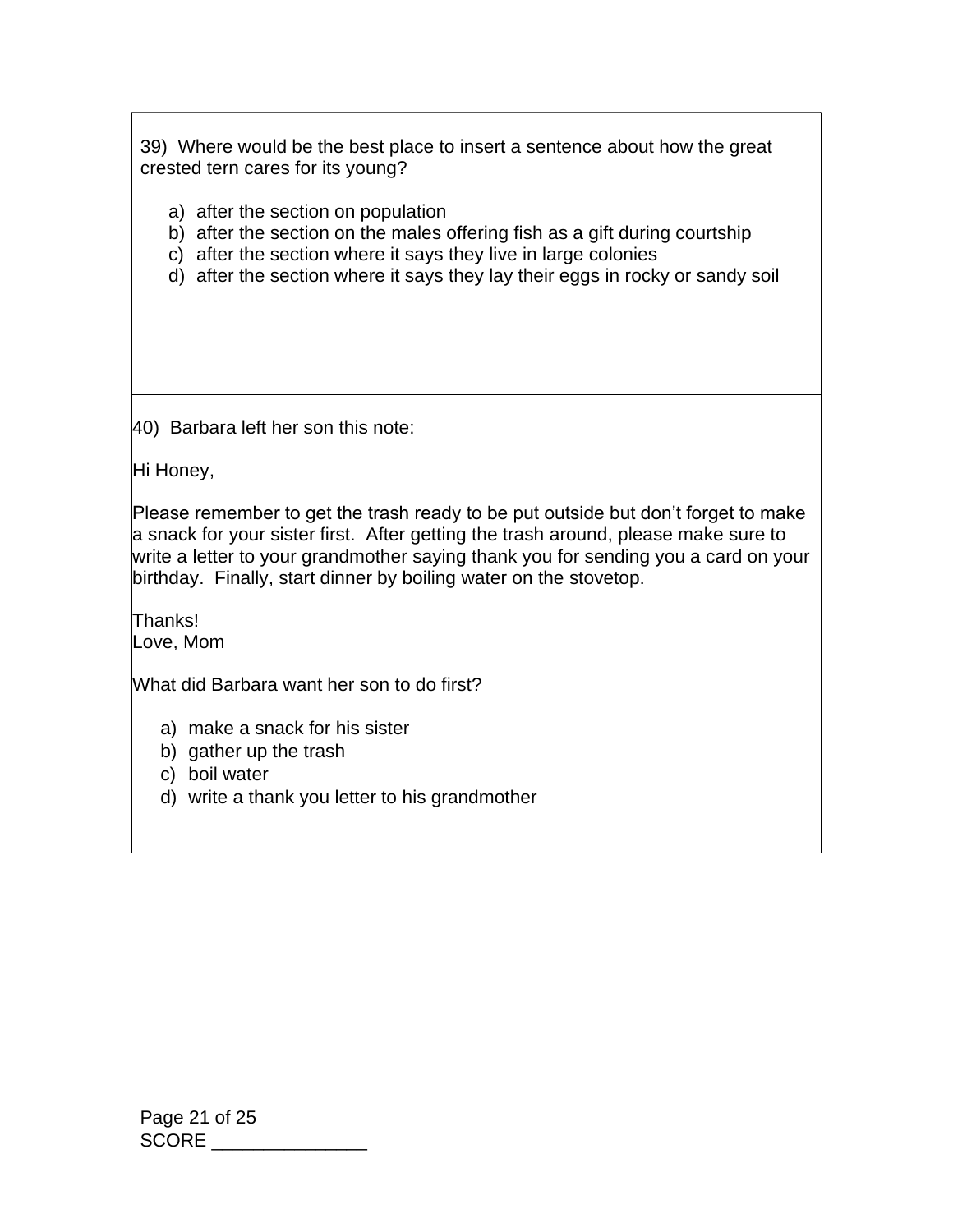39) Where would be the best place to insert a sentence about how the great crested tern cares for its young?

a) after the section on population
b) after the section on the males offering fish as a gift during courtship
c) after the section where it says they live in large colonies
d) after the section where it says they lay their eggs in rocky or sandy soil

40) Barbara left her son this note:

Hi Honey,

Please remember to get the trash ready to be put outside but don't forget to make a snack for your sister first. After getting the trash around, please make sure to write a letter to your grandmother saying thank you for sending you a card on your birthday. Finally, start dinner by boiling water on the stovetop.

Thanks!
Love, Mom

What did Barbara want her son to do first?

a) make a snack for his sister
b) gather up the trash
c) boil water
d) write a thank you letter to his grandmother

SCORE _______________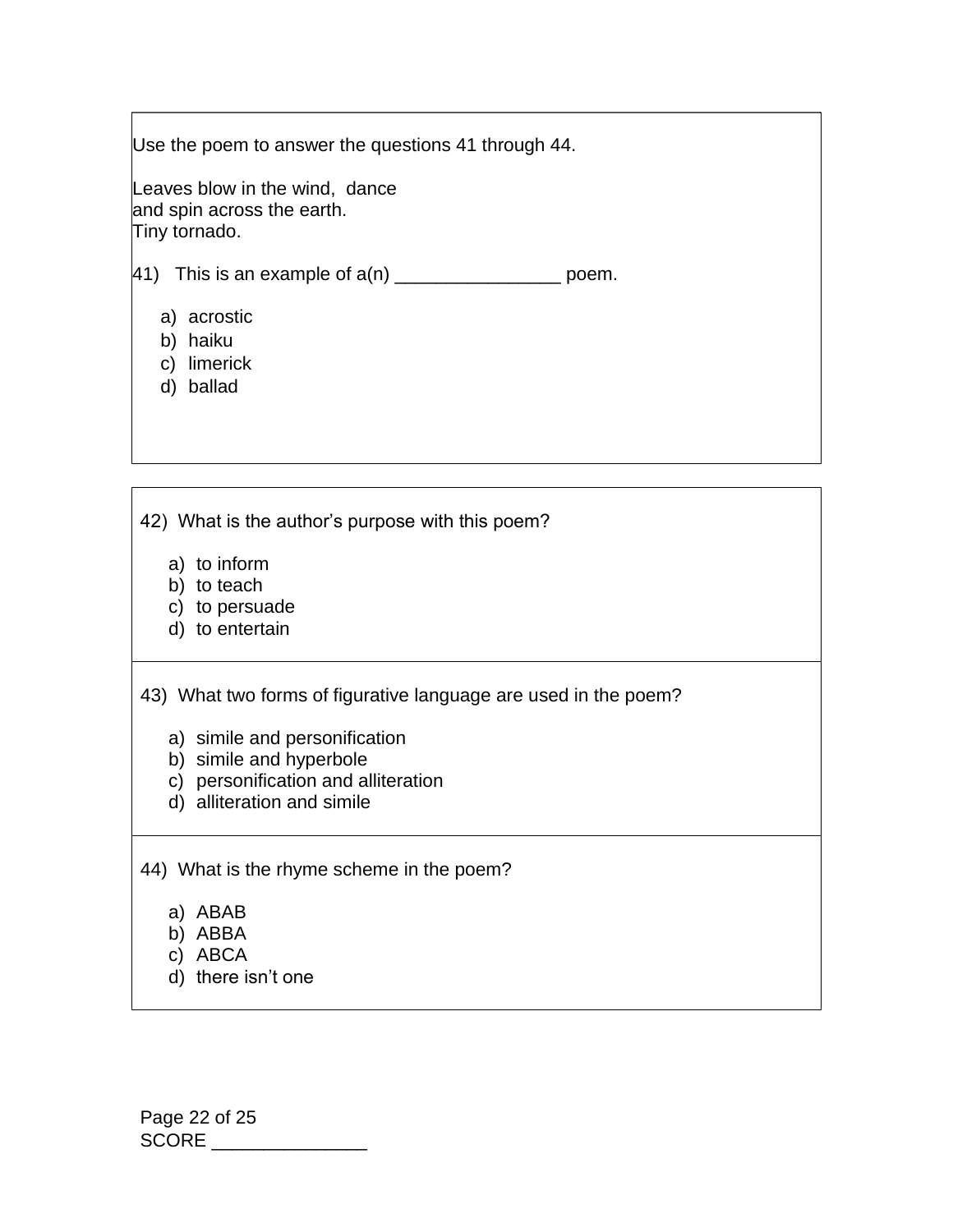Use the poem to answer the questions 41 through 44.

Leaves blow in the wind, dance
and spin across the earth.
Tiny tornado.

41) This is an example of a(n) ________________ poem.

a) acrostic
b) haiku
c) limerick
d) ballad

42) What is the author's purpose with this poem?

a) to inform
b) to teach
c) to persuade
d) to entertain

43) What two forms of figurative language are used in the poem?

a) simile and personification
b) simile and hyperbole
c) personification and alliteration
d) alliteration and simile

44) What is the rhyme scheme in the poem?

a) ABAB
b) ABBA
c) ABCA
d) there isn't one

SCORE _______________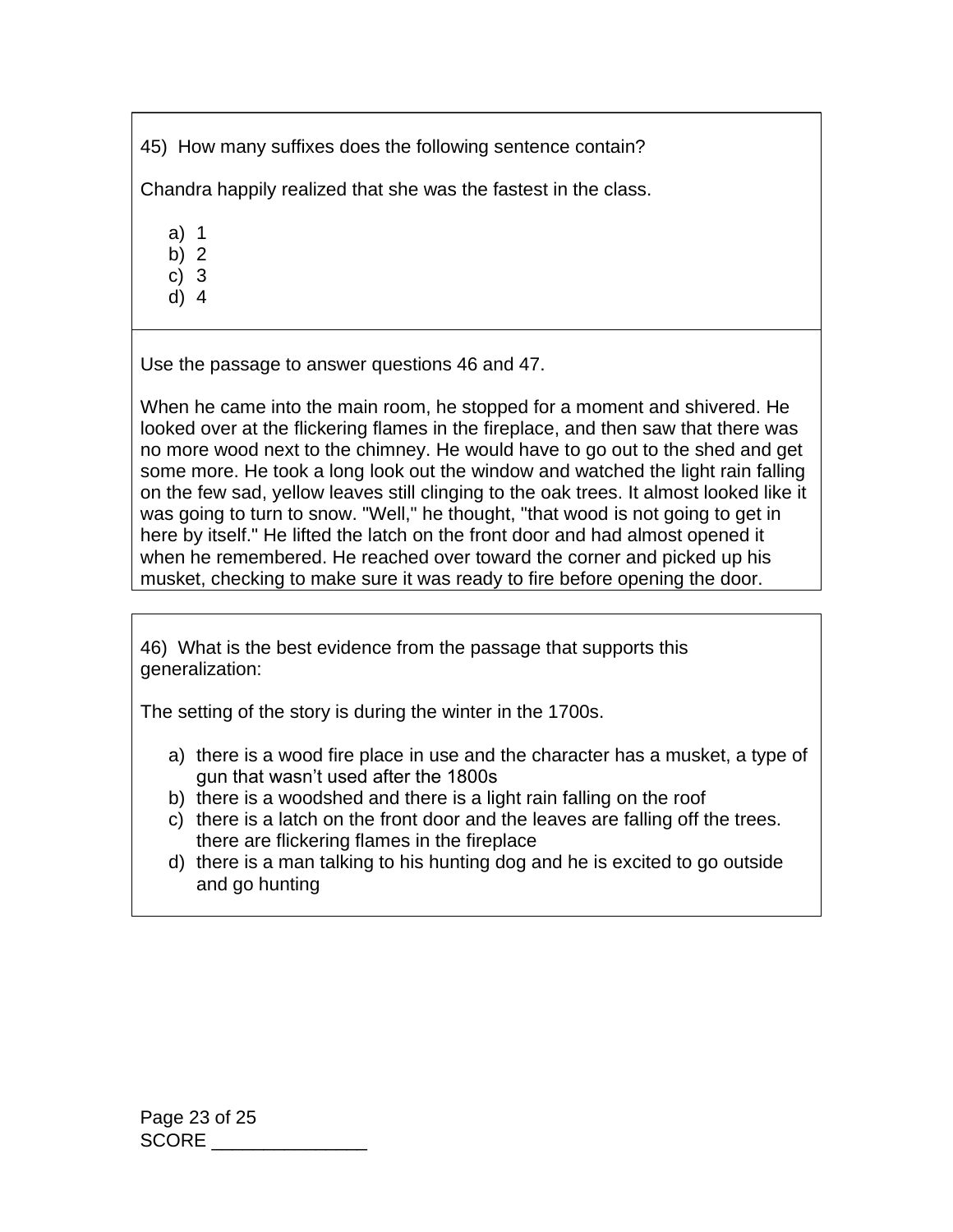45) How many suffixes does the following sentence contain?

Chandra happily realized that she was the fastest in the class.

a) 1
b) 2
c) 3
d) 4

Use the passage to answer questions 46 and 47.

When he came into the main room, he stopped for a moment and shivered. He looked over at the flickering flames in the fireplace, and then saw that there was no more wood next to the chimney. He would have to go out to the shed and get some more. He took a long look out the window and watched the light rain falling on the few sad, yellow leaves still clinging to the oak trees. It almost looked like it was going to turn to snow. "Well," he thought, "that wood is not going to get in here by itself." He lifted the latch on the front door and had almost opened it when he remembered. He reached over toward the corner and picked up his musket, checking to make sure it was ready to fire before opening the door.

46) What is the best evidence from the passage that supports this generalization:

The setting of the story is during the winter in the 1700s.

a) there is a wood fire place in use and the character has a musket, a type of gun that wasn't used after the 1800s
b) there is a woodshed and there is a light rain falling on the roof
c) there is a latch on the front door and the leaves are falling off the trees. there are flickering flames in the fireplace
d) there is a man talking to his hunting dog and he is excited to go outside and go hunting

SCORE _______________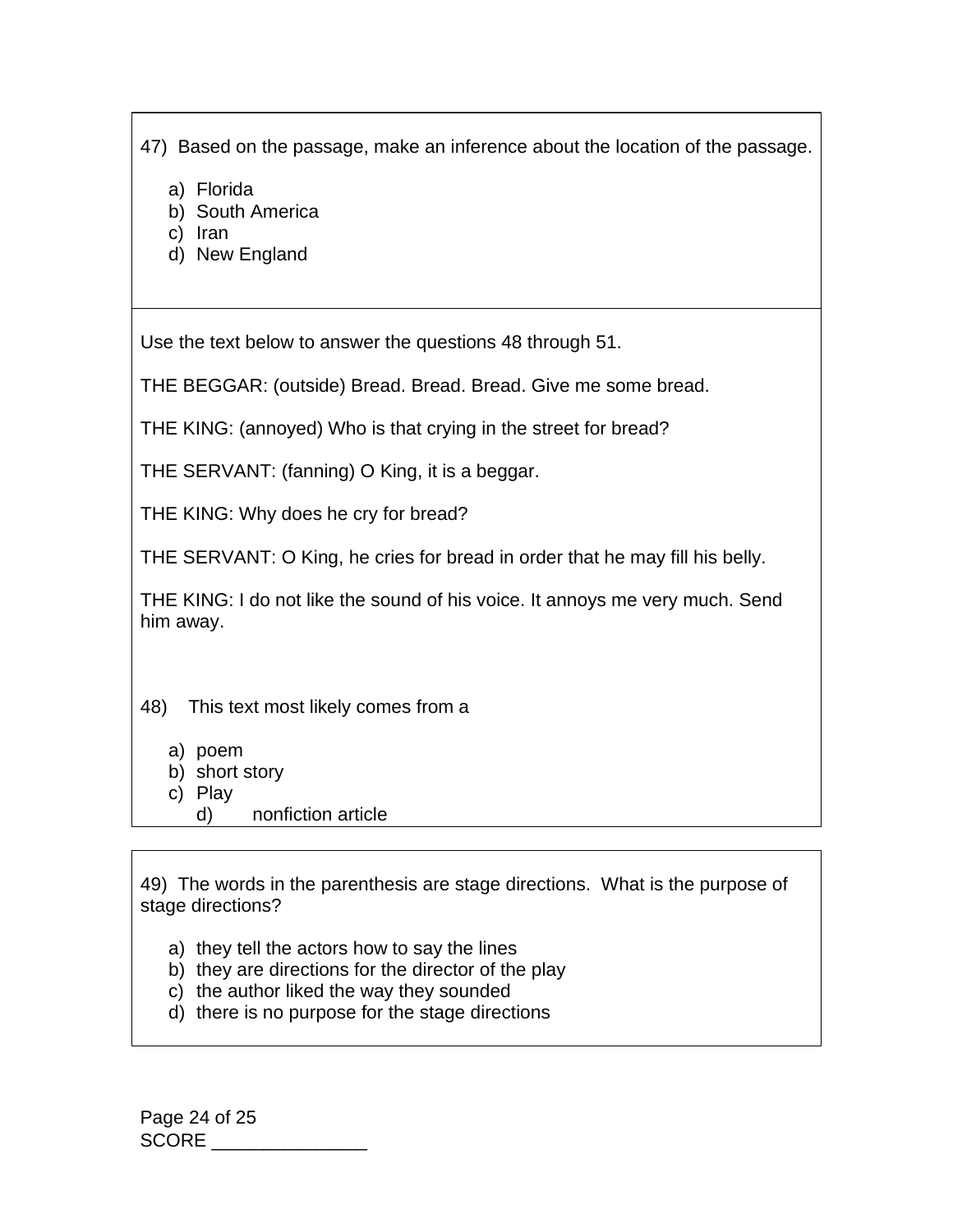47) Based on the passage, make an inference about the location of the passage.

a) Florida
b) South America
c) Iran
d) New England

Use the text below to answer the questions 48 through 51.

THE BEGGAR: (outside) Bread. Bread. Bread. Give me some bread.

THE KING: (annoyed) Who is that crying in the street for bread?

THE SERVANT: (fanning) O King, it is a beggar.

THE KING: Why does he cry for bread?

THE SERVANT: O King, he cries for bread in order that he may fill his belly.

THE KING: I do not like the sound of his voice. It annoys me very much. Send him away.

48) This text most likely comes from a

a) poem
b) short story
c) Play
d) nonfiction article

49) The words in the parenthesis are stage directions. What is the purpose of stage directions?

a) they tell the actors how to say the lines
b) they are directions for the director of the play
c) the author liked the way they sounded
d) there is no purpose for the stage directions

SCORE _______________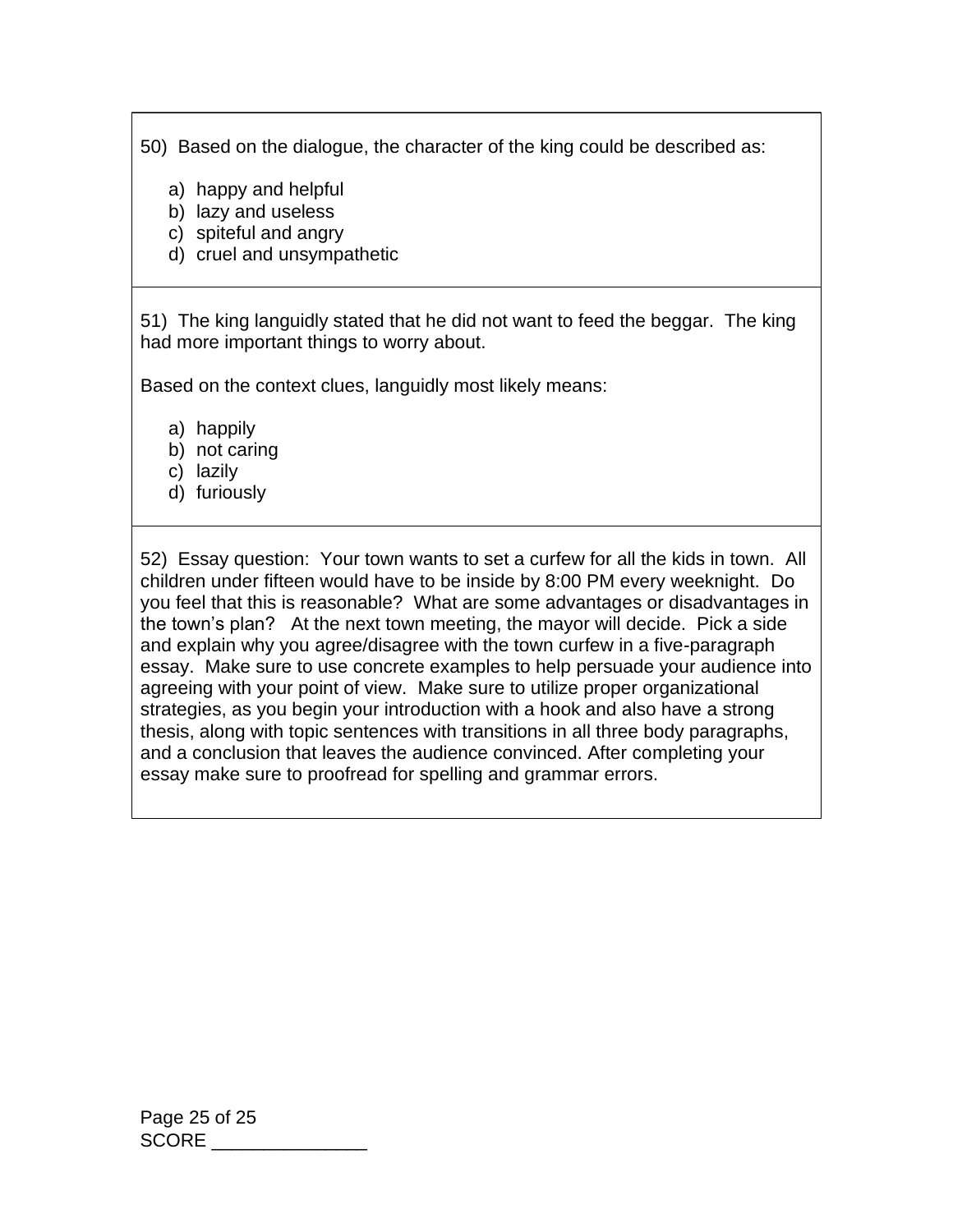50) Based on the dialogue, the character of the king could be described as:

a) happy and helpful
b) lazy and useless
c) spiteful and angry
d) cruel and unsympathetic

51) The king languidly stated that he did not want to feed the beggar. The king had more important things to worry about.

Based on the context clues, languidly most likely means:

a) happily
b) not caring
c) lazily
d) furiously

52) Essay question: Your town wants to set a curfew for all the kids in town. All children under fifteen would have to be inside by 8:00 PM every weeknight. Do you feel that this is reasonable? What are some advantages or disadvantages in the town's plan? At the next town meeting, the mayor will decide. Pick a side and explain why you agree/disagree with the town curfew in a five-paragraph essay. Make sure to use concrete examples to help persuade your audience into agreeing with your point of view. Make sure to utilize proper organizational strategies, as you begin your introduction with a hook and also have a strong thesis, along with topic sentences with transitions in all three body paragraphs, and a conclusion that leaves the audience convinced. After completing your essay make sure to proofread for spelling and grammar errors.

SCORE _______________